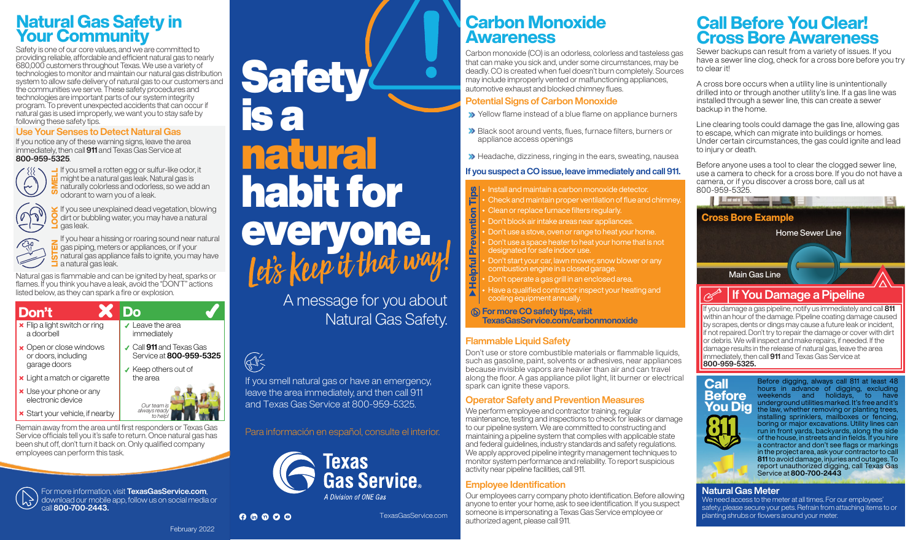# Natural Gas Safety in Your Community

Safety is one of our core values, and we are committed to providing reliable, affordable and efficient natural gas to nearly 680,000 customers throughout Texas. We use a variety of technologies to monitor and maintain our natural gas distribution system to allow safe delivery of natural gas to our customers and the communities we serve. These safety procedures and technologies are important parts of our system integrity program. To prevent unexpected accidents that can occur if natural gas is used improperly, we want you to stay safe by following these safety tips.

## Use Your Senses to Detect Natural Gas

If you notice any of these warning signs, leave the area immediately, then call **911** and Texas Gas Service at **800-959-5325**.

**SMELL** — If you smell a rotten egg or sulfur-like odor, it might be a natural gas leak. Natural gas is naturally colorless and odorless, so we add an odorant to warn you of a leak.

**LOOK** — If you see unexplained dead vegetation, blowing dirt or bubbling water, you may have a natural gas leak.

**LISTEN** — If you hear a hissing or roaring sound near natural gas piping, meters or appliances, or if your natural gas appliance fails to ignite, you may have a natural gas leak.

Natural gas is flammable and can be ignited by heat, sparks or flames. If you think you have a leak, avoid the "DON'T" actions listed below, as they can spark a fire or explosion.

| Don't | Do |
|---|---|
| × Flip a light switch or ring a doorbell | ✓ Leave the area immediately |
| × Open or close windows or doors, including garage doors | ✓ Call **911** and Texas Gas Service at **800-959-5325** |
| × Light a match or cigarette | ✓ Keep others out of the area |
| × Use your phone or any electronic device | |
| × Start your vehicle, if nearby | *Our team is always ready to help!* |

Remain away from the area until first responders or Texas Gas Service officials tell you it's safe to return. Once natural gas has been shut off, don't turn it back on. Only qualified company employees can perform this task.

For more information, visit **TexasGasService.com**, download our mobile app, follow us on social media or call **800-700-2443.**

February 2022

# Safety is a natural habit for everyone.

*Let's Keep it that way!*

A message for you about Natural Gas Safety.

If you smell natural gas or have an emergency, leave the area immediately, and then call 911 and Texas Gas Service at 800-959-5325.

Para información en español, consulte el interior.

Texas Gas Service
*A Division of ONE Gas*

TexasGasService.com

# Carbon Monoxide Awareness

Carbon monoxide (CO) is an odorless, colorless and tasteless gas that can make you sick and, under some circumstances, may be deadly. CO is created when fuel doesn't burn completely. Sources may include improperly vented or malfunctioning appliances, automotive exhaust and blocked chimney flues.

## Potential Signs of Carbon Monoxide

- Yellow flame instead of a blue flame on appliance burners
- Black soot around vents, flues, furnace filters, burners or appliance access openings
- Headache, dizziness, ringing in the ears, sweating, nausea

**If you suspect a CO issue, leave immediately and call 911.**

### Helpful Prevention Tips

- Install and maintain a carbon monoxide detector.
- Check and maintain proper ventilation of flue and chimney.
- Clean or replace furnace filters regularly.
- Don't block air intake areas near appliances.
- Don't use a stove, oven or range to heat your home.
- Don't use a space heater to heat your home that is not designated for safe indoor use.
- Don't start your car, lawn mower, snow blower or any combustion engine in a closed garage.
- Don't operate a gas grill in an enclosed area.
- Have a qualified contractor inspect your heating and cooling equipment annually.

**For more CO safety tips, visit TexasGasService.com/carbonmonoxide**

## Flammable Liquid Safety

Don't use or store combustible materials or flammable liquids, such as gasoline, paint, solvents or adhesives, near appliances because invisible vapors are heavier than air and can travel along the floor. A gas appliance pilot light, lit burner or electrical spark can ignite these vapors.

## Operator Safety and Prevention Measures

We perform employee and contractor training, regular maintenance, testing and inspections to check for leaks or damage to our pipeline system. We are committed to constructing and maintaining a pipeline system that complies with applicable state and federal guidelines, industry standards and safety regulations. We apply approved pipeline integrity management techniques to monitor system performance and reliability. To report suspicious activity near pipeline facilities, call 911.

## Employee Identification

Our employees carry company photo identification. Before allowing anyone to enter your home, ask to see identification. If you suspect someone is impersonating a Texas Gas Service employee or authorized agent, please call 911.

# Call Before You Clear! Cross Bore Awareness

Sewer backups can result from a variety of issues. If you have a sewer line clog, check for a cross bore before you try to clear it!

A cross bore occurs when a utility line is unintentionally drilled into or through another utility's line. If a gas line was installed through a sewer line, this can create a sewer backup in the home.

Line clearing tools could damage the gas line, allowing gas to escape, which can migrate into buildings or homes. Under certain circumstances, the gas could ignite and lead to injury or death.

Before anyone uses a tool to clear the clogged sewer line, use a camera to check for a cross bore. If you do not have a camera, or if you discover a cross bore, call us at 800-959-5325.

**Cross Bore Example**
Home Sewer Line
Main Gas Line

## If You Damage a Pipeline

If you damage a gas pipeline, notify us immediately and call **811** within an hour of the damage. Pipeline coating damage caused by scrapes, dents or dings may cause a future leak or incident, if not repaired. Don't try to repair the damage or cover with dirt or debris. We will inspect and make repairs, if needed. If the damage results in the release of natural gas, leave the area immediately, then call **911** and Texas Gas Service at **800-959-5325.**

## Call Before You Dig 811

Before digging, always call 811 at least 48 hours in advance of digging, excluding weekends and holidays, to have underground utilities marked. It's free and it's the law, whether removing or planting trees, installing sprinklers, mailboxes or fencing, boring or major excavations. Utility lines can run in front yards, backyards, along the side of the house, in streets and in fields. If you hire a contractor and don't see flags or markings in the project area, ask your contractor to call **811** to avoid damage, injuries and outages. To report unauthorized digging, call Texas Gas Service at **800-700-2443**

## Natural Gas Meter

We need access to the meter at all times. For our employees' safety, please secure your pets. Refrain from attaching items to or planting shrubs or flowers around your meter.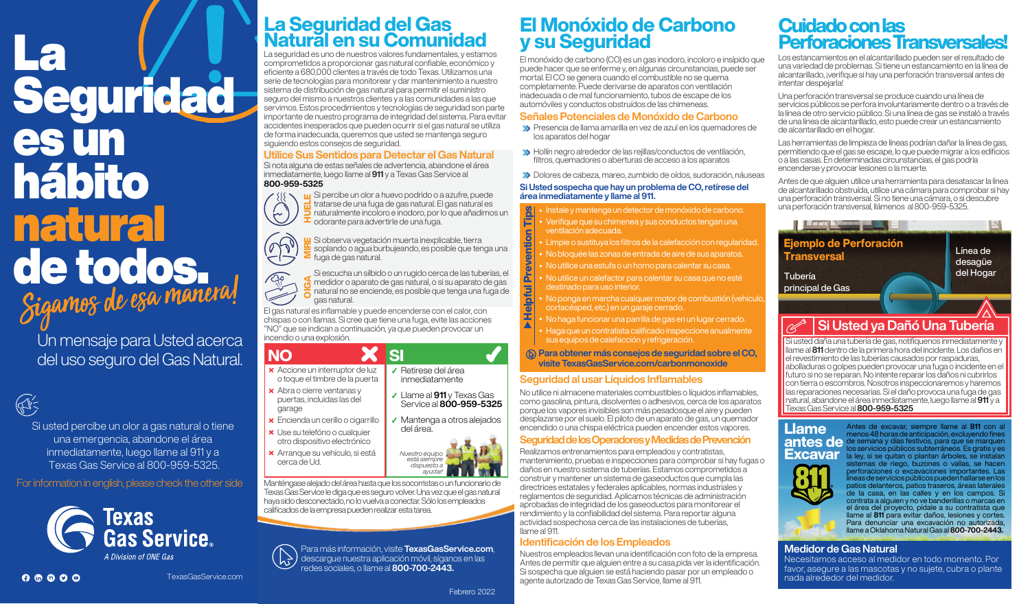# La Seguridad es un hábito natural de todos.

*Sigamos de esa manera!*

Un mensaje para Usted acerca del uso seguro del Gas Natural.

Si usted percibe un olor a gas natural o tiene una emergencia, abandone el área inmediatamente, luego llame al 911 y a Texas Gas Service al 800-959-5325.

For information in english, please check the other side

Texas Gas Service

A Division of ONE Gas

TexasGasService.com

## La Seguridad del Gas Natural en su Comunidad

La seguridad es uno de nuestros valores fundamentales, y estamos comprometidos a proporcionar gas natural confiable, económico y eficiente a 680,000 clientes a través de todo Texas. Utilizamos una serie de tecnologías para monitorear y dar mantenimiento a nuestro sistema de distribución de gas natural para permitir el suministro seguro del mismo a nuestros clientes y a las comunidades a las que servimos. Estos procedimientos y tecnologías de seguridad son parte importante de nuestro programa de integridad del sistema. Para evitar accidentes inesperados que pueden ocurrir si el gas natural se utiliza de forma inadecuada, queremos que usted se mantenga seguro siguiendo estos consejos de seguridad.

### Utilice Sus Sentidos para Detectar el Gas Natural

Si nota alguna de estas señales de advertencia, abandone el área inmediatamente, luego llame al **911** y a Texas Gas Service al **800-959-5325**

**HUELE** Si percibe un olor a huevo podrido o a azufre, puede tratarse de una fuga de gas natural. El gas natural es naturalmente incoloro e inodoro, por lo que añadimos un odorante para advertirle de una fuga.

**MIRE** Si observa vegetación muerta inexplicable, tierra soplando o agua burbujeando, es posible que tenga una fuga de gas natural.

**OIGA** Si escucha un silbido o un rugido cerca de las tuberías, el medidor o aparato de gas natural, o si su aparato de gas natural no se enciende, es posible que tenga una fuga de gas natural.

El gas natural es inflamable y puede encenderse con el calor, con chispas o con llamas. Si cree que tiene una fuga, evite las acciones "NO" que se indican a continuación, ya que pueden provocar un incendio o una explosión.

| NO | SI |
|---|---|
| ✗ Accione un interruptor de luz o toque el timbre de la puerta | ✓ Retírese del área inmediatamente |
| ✗ Abra o cierre ventanas y puertas, incluidas las del garage | ✓ Llame al **911** y Texas Gas Service al **800-959-5325** |
| ✗ Encienda un cerillo o cigarrillo | ✓ Mantenga a otros alejados del área. |
| ✗ Use su teléfono o cualquier otro dispositivo electrónico | |
| ✗ Arranque su vehículo, si está cerca de Ud. | *Nuestro equipo está siempre dispuesto a ayudar!* |

Manténgase alejado del área hasta que los socorristas o un funcionario de Texas Gas Service le diga que es seguro volver. Una vez que el gas natural haya sido desconectado, no lo vuelva a conectar. Sólo los empleados calificados de la empresa pueden realizar esta tarea.

Para más información, visite **TexasGasService.com**, descargue nuestra aplicación móvil, síganos en las redes sociales, o llame al **800-700-2443.**

## El Monóxido de Carbono y su Seguridad

El monóxido de carbono (CO) es un gas inodoro, incoloro e insípido que puede hacer que se enferme y, en algunas circunstancias, puede ser mortal. El CO se genera cuando el combustible no se quema completamente. Puede derivarse de aparatos con ventilación inadecuada o de mal funcionamiento, tubos de escape de los automóviles y conductos obstruidos de las chimeneas.

### Señales Potenciales de Monóxido de Carbono

- Presencia de llama amarilla en vez de azul en los quemadores de los aparatos del hogar
- Hollín negro alrededor de las rejillas/conductos de ventilación, filtros, quemadores o aberturas de acceso a los aparatos
- Dolores de cabeza, mareo, zumbido de oídos, sudoración, náuseas

**Si Usted sospecha que hay un problema de CO, retírese del área inmediatamente y llame al 911.**

**Helpful Prevention Tips**

- Instale y mantenga un detector de monóxido de carbono.
- Verifique que su chimenea y sus conductos tengan una ventilación adecuada.
- Limpie o sustituya los filtros de la calefacción con regularidad.
- No bloquée las zonas de entrada de aire de sus aparatos.
- No utilice una estufa o un horno para calentar su casa.
- No utilice un calefactor para calentar su casa que no esté destinado para uso interior.
- No ponga en marcha cualquier motor de combustión (vehículo, cortacésped, etc.) en un garaje cerrado.
- No haga funcionar una parrilla de gas en un lugar cerrado.
- Haga que un contratista calificado inspeccione anualmente sus equipos de calefacción y refrigeración.

**Para obtener más consejos de seguridad sobre el CO, visite TexasGasService.com/carbonmonoxide**

### Seguridad al usar Líquidos Inflamables

No utilice ni almacene materiales combustibles o líquidos inflamables, como gasolina, pintura, disolventes o adhesivos, cerca de los aparatos porque los vapores invisibles son más pesados que el aire y pueden desplazarse por el suelo. El piloto de un aparato de gas, un quemador encendido o una chispa eléctrica pueden encender estos vapores.

### Seguridad de los Operadores y Medidas de Prevención

Realizamos entrenamientos para empleados y contratistas, mantenimiento, pruebas e inspecciones para comprobar si hay fugas o daños en nuestro sistema de tuberías. Estamos comprometidos a construir y mantener un sistema de gaseoductos que cumpla las directrices estatales y federales aplicables, normas industriales y reglamentos de seguridad. Aplicamos técnicas de administración aprobadas de integridad de los gaseoductos para monitorear el rendimiento y la confiabilidad del sistema. Para reportar alguna actividad sospechosa cerca de las instalaciones de tuberías, llame al 911.

### Identificación de los Empleados

Nuestros empleados llevan una identificación con foto de la empresa. Antes de permitir que alguien entre a su casa, pida ver la identificación. Si sospecha que alguien se está haciendo pasar por un empleado o agente autorizado de Texas Gas Service, llame al 911.

Febrero 2022

## Cuidado con las Perforaciones Transversales!

Los estancamientos en el alcantarillado pueden ser el resultado de una variedad de problemas. Si tiene un estancamiento en la línea de alcantarillado, ¡verifique si hay una perforación transversal antes de intentar despejarla!

Una perforación transversal se produce cuando una línea de servicios públicos se perfora involuntariamente dentro o a través de la línea de otro servicio público. Si una línea de gas se instaló a través de una línea de alcantarillado, esto puede crear un estancamiento de alcantarillado en el hogar.

Las herramientas de limpieza de líneas podrían dañar la línea de gas, permitiendo que el gas se escape, lo que puede migrar a los edificios o a las casas. En determinadas circunstancias, el gas podría encenderse y provocar lesiones o la muerte.

Antes de que alguien utilice una herramienta para desatascar la línea de alcantarillado obstruida, utilice una cámara para comprobar si hay una perforación transversal. Si no tiene una cámara, o si descubre una perforación transversal, llámenos al 800-959-5325.

**Ejemplo de Perforación Transversal**

Tubería principal de Gas

Línea de desagüe del Hogar

### Si Usted ya Dañó Una Tubería

Si usted daña una tubería de gas, notifíquenos inmediatamente y llame al **811** dentro de la primera hora del incidente. Los daños en el revestimiento de las tuberías causados por raspaduras, abolladuras o golpes pueden provocar una fuga o incidente en el futuro si no se reparan. No intente reparar los daños ni cubrirlos con tierra o escombros. Nosotros inspeccionaremos y haremos las reparaciones necesarias. Si el daño provoca una fuga de gas natural, abandone el área inmediatamente, luego llame al **911** y a Texas Gas Service al **800-959-5325**

### Llame antes de Excavar

Antes de excavar, siempre llame al **811** con al menos 48 horas de anticipación, excluyendo fines de semana y días festivos, para que se marquen los servicios públicos subterráneos. Es gratis y es la ley, si se quitan o plantan árboles, se instalan sistemas de riego, buzones o vallas, se hacen perforaciones o excavaciones importantes. Las líneas de servicios públicos pueden hallarse en los patios delanteros, patios traseros, áreas laterales de la casa, en las calles y en los campos. Si contrata a alguien y no ve banderillas o marcas en el área del proyecto, pídale a su contratista que llame al **811** para evitar daños, lesiones y cortes. Para denunciar una excavación no autorizada, llame a Oklahoma Natural Gas al **800-700-2443.**

### Medidor de Gas Natural

Necesitamos acceso al medidor en todo momento. Por favor, asegure a las mascotas y no sujete, cubra o plante nada alrededor del medidor.